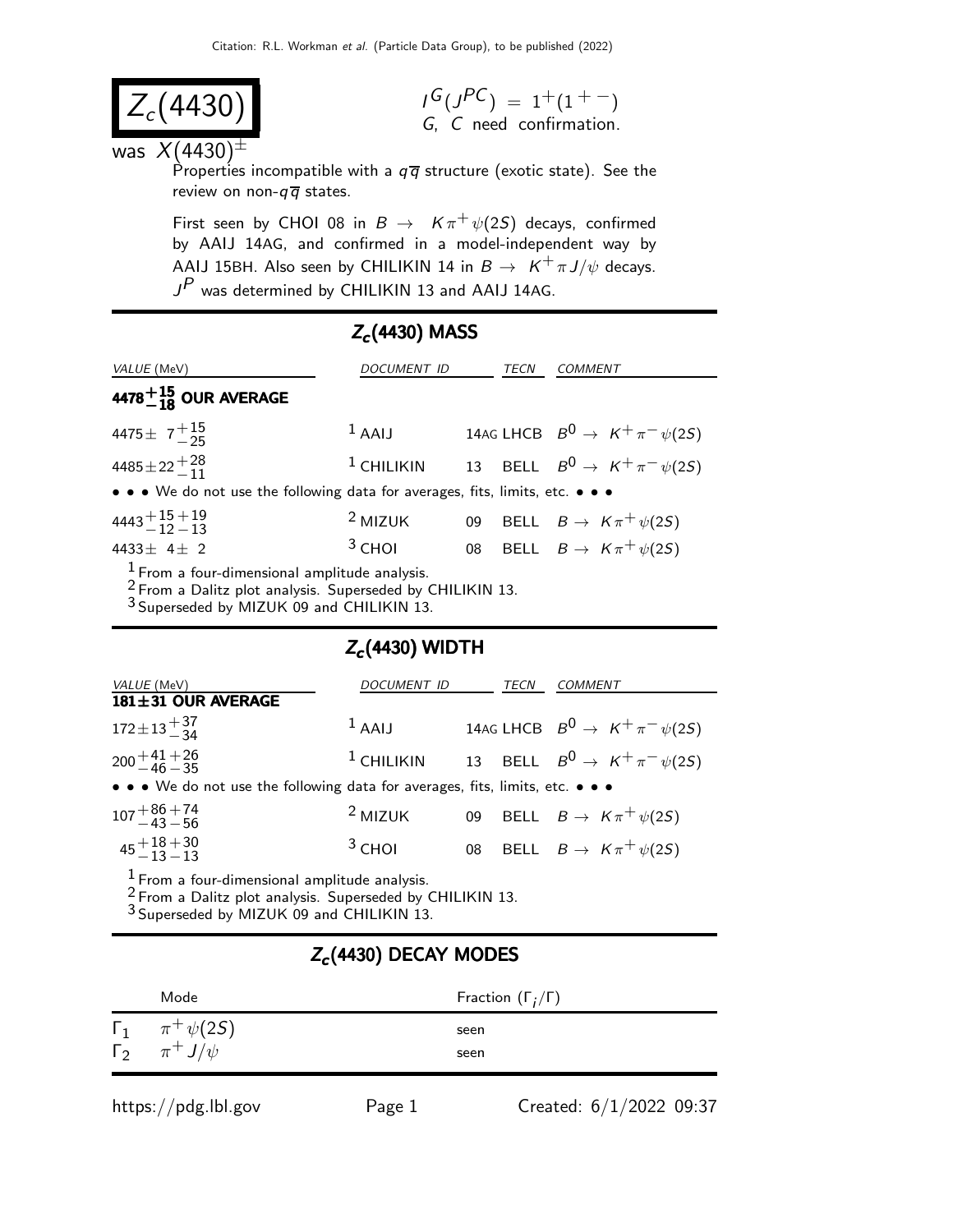# $Z_c(4430)$

$I^G(J^{PC}) = 1^+(1^{+-})$
G, C need confirmation.

was $X(4430)^{\pm}$

Properties incompatible with a $q\overline{q}$ structure (exotic state). See the review on non-$q\overline{q}$ states.

First seen by CHOI 08 in $B \to K\pi^+\psi(2S)$ decays, confirmed by AAIJ 14AG, and confirmed in a model-independent way by AAIJ 15BH. Also seen by CHILIKIN 14 in $B \to K^+\pi J/\psi$ decays. $J^P$ was determined by CHILIKIN 13 and AAIJ 14AG.

## $Z_c(4430)$ MASS

| VALUE (MeV) | DOCUMENT ID | | TECN | COMMENT |
|---|---|---|---|---|
| **$4478^{+15}_{-18}$ OUR AVERAGE** | | | | |
| $4475 \pm 7^{+15}_{-25}$ | [1] AAIJ | 14AG | LHCB | $B^0 \to K^+\pi^-\psi(2S)$ |
| $4485 \pm 22^{+28}_{-11}$ | [1] CHILIKIN | 13 | BELL | $B^0 \to K^+\pi^-\psi(2S)$ |
| • • • We do not use the following data for averages, fits, limits, etc. • • • | | | | |
| $4443^{+15}_{-12}{}^{+19}_{-13}$ | [2] MIZUK | 09 | BELL | $B \to K\pi^+\psi(2S)$ |
| $4433 \pm 4 \pm 2$ | [3] CHOI | 08 | BELL | $B \to K\pi^+\psi(2S)$ |

[1] From a four-dimensional amplitude analysis.
[2] From a Dalitz plot analysis. Superseded by CHILIKIN 13.
[3] Superseded by MIZUK 09 and CHILIKIN 13.

## $Z_c(4430)$ WIDTH

| VALUE (MeV) | DOCUMENT ID | | TECN | COMMENT |
|---|---|---|---|---|
| **$181 \pm 31$ OUR AVERAGE** | | | | |
| $172 \pm 13^{+37}_{-34}$ | [1] AAIJ | 14AG | LHCB | $B^0 \to K^+\pi^-\psi(2S)$ |
| $200^{+41}_{-46}{}^{+26}_{-35}$ | [1] CHILIKIN | 13 | BELL | $B^0 \to K^+\pi^-\psi(2S)$ |
| • • • We do not use the following data for averages, fits, limits, etc. • • • | | | | |
| $107^{+86}_{-43}{}^{+74}_{-56}$ | [2] MIZUK | 09 | BELL | $B \to K\pi^+\psi(2S)$ |
| $45^{+18}_{-13}{}^{+30}_{-13}$ | [3] CHOI | 08 | BELL | $B \to K\pi^+\psi(2S)$ |

[1] From a four-dimensional amplitude analysis.
[2] From a Dalitz plot analysis. Superseded by CHILIKIN 13.
[3] Superseded by MIZUK 09 and CHILIKIN 13.

## $Z_c(4430)$ DECAY MODES

| | Mode | Fraction ($\Gamma_i/\Gamma$) |
|---|---|---|
| $\Gamma_1$ | $\pi^+\psi(2S)$ | seen |
| $\Gamma_2$ | $\pi^+ J/\psi$ | seen |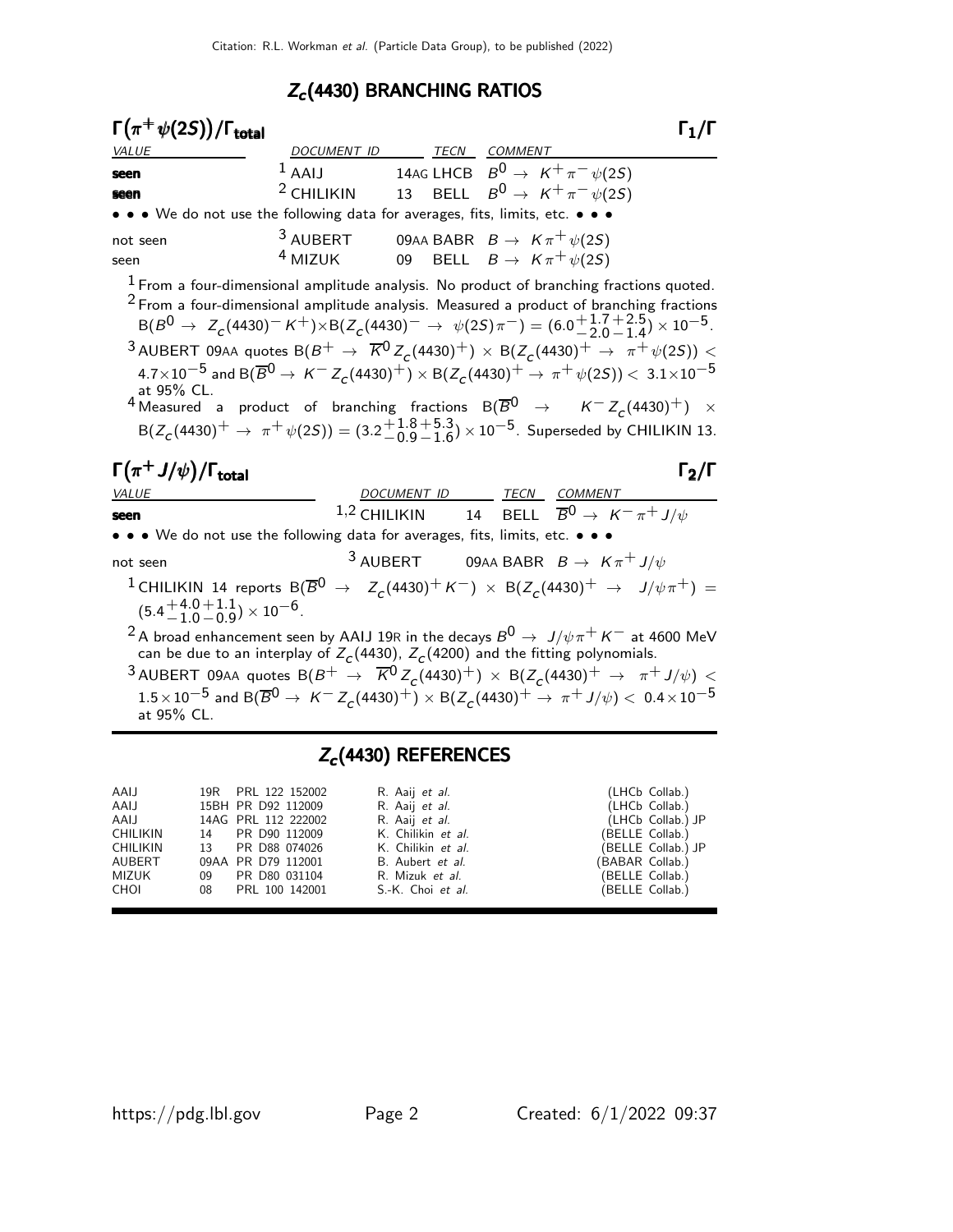## $Z_c(4430)$ BRANCHING RATIOS

### $\Gamma(\pi^+\psi(2S))/\Gamma_{\text{total}}$ — $\Gamma_1/\Gamma$

| VALUE | DOCUMENT ID | TECN | COMMENT |
|---|---|---|---|
| **seen** | [1] AAIJ 14AG | LHCB | $B^0 \to K^+\pi^-\psi(2S)$ |
| **seen** | [2] CHILIKIN 13 | BELL | $B^0 \to K^+\pi^-\psi(2S)$ |
| • • • We do not use the following data for averages, fits, limits, etc. • • • | | | |
| not seen | [3] AUBERT 09AA | BABR | $B \to K\pi^+\psi(2S)$ |
| seen | [4] MIZUK 09 | BELL | $B \to K\pi^+\psi(2S)$ |

[1] From a four-dimensional amplitude analysis. No product of branching fractions quoted.

[2] From a four-dimensional amplitude analysis. Measured a product of branching fractions $B(B^0 \to Z_c(4430)^- K^+) \times B(Z_c(4430)^- \to \psi(2S)\pi^-) = (6.0^{+1.7+2.5}_{-2.0-1.4}) \times 10^{-5}$.

[3] AUBERT 09AA quotes $B(B^+ \to \overline{K}^0 Z_c(4430)^+) \times B(Z_c(4430)^+ \to \pi^+\psi(2S)) < 4.7\times10^{-5}$ and $B(\overline{B}^0 \to K^- Z_c(4430)^+) \times B(Z_c(4430)^+ \to \pi^+\psi(2S)) < 3.1\times10^{-5}$ at 95% CL.

[4] Measured a product of branching fractions $B(\overline{B}^0 \to K^- Z_c(4430)^+) \times B(Z_c(4430)^+ \to \pi^+\psi(2S)) = (3.2^{+1.8+5.3}_{-0.9-1.6}) \times 10^{-5}$. Superseded by CHILIKIN 13.

### $\Gamma(\pi^+ J/\psi)/\Gamma_{\text{total}}$ — $\Gamma_2/\Gamma$

| VALUE | DOCUMENT ID | TECN | COMMENT |
|---|---|---|---|
| **seen** | [1,2] CHILIKIN 14 | BELL | $\overline{B}^0 \to K^-\pi^+ J/\psi$ |
| • • • We do not use the following data for averages, fits, limits, etc. • • • | | | |
| not seen | [3] AUBERT 09AA | BABR | $B \to K\pi^+ J/\psi$ |

[1] CHILIKIN 14 reports $B(\overline{B}^0 \to Z_c(4430)^+ K^-) \times B(Z_c(4430)^+ \to J/\psi\pi^+) = (5.4^{+4.0+1.1}_{-1.0-0.9}) \times 10^{-6}$.

[2] A broad enhancement seen by AAIJ 19R in the decays $B^0 \to J/\psi\pi^+K^-$ at 4600 MeV can be due to an interplay of $Z_c(4430)$, $Z_c(4200)$ and the fitting polynomials.

[3] AUBERT 09AA quotes $B(B^+ \to \overline{K}^0 Z_c(4430)^+) \times B(Z_c(4430)^+ \to \pi^+ J/\psi) < 1.5\times10^{-5}$ and $B(\overline{B}^0 \to K^- Z_c(4430)^+) \times B(Z_c(4430)^+ \to \pi^+ J/\psi) < 0.4\times10^{-5}$ at 95% CL.

## $Z_c(4430)$ REFERENCES

| | | | | |
|---|---|---|---|---|
| AAIJ | 19R | PRL 122 152002 | R. Aaij *et al.* | (LHCb Collab.) |
| AAIJ | 15BH | PR D92 112009 | R. Aaij *et al.* | (LHCb Collab.) |
| AAIJ | 14AG | PRL 112 222002 | R. Aaij *et al.* | (LHCb Collab.) JP |
| CHILIKIN | 14 | PR D90 112009 | K. Chilikin *et al.* | (BELLE Collab.) |
| CHILIKIN | 13 | PR D88 074026 | K. Chilikin *et al.* | (BELLE Collab.) JP |
| AUBERT | 09AA | PR D79 112001 | B. Aubert *et al.* | (BABAR Collab.) |
| MIZUK | 09 | PR D80 031104 | R. Mizuk *et al.* | (BELLE Collab.) |
| CHOI | 08 | PRL 100 142001 | S.-K. Choi *et al.* | (BELLE Collab.) |